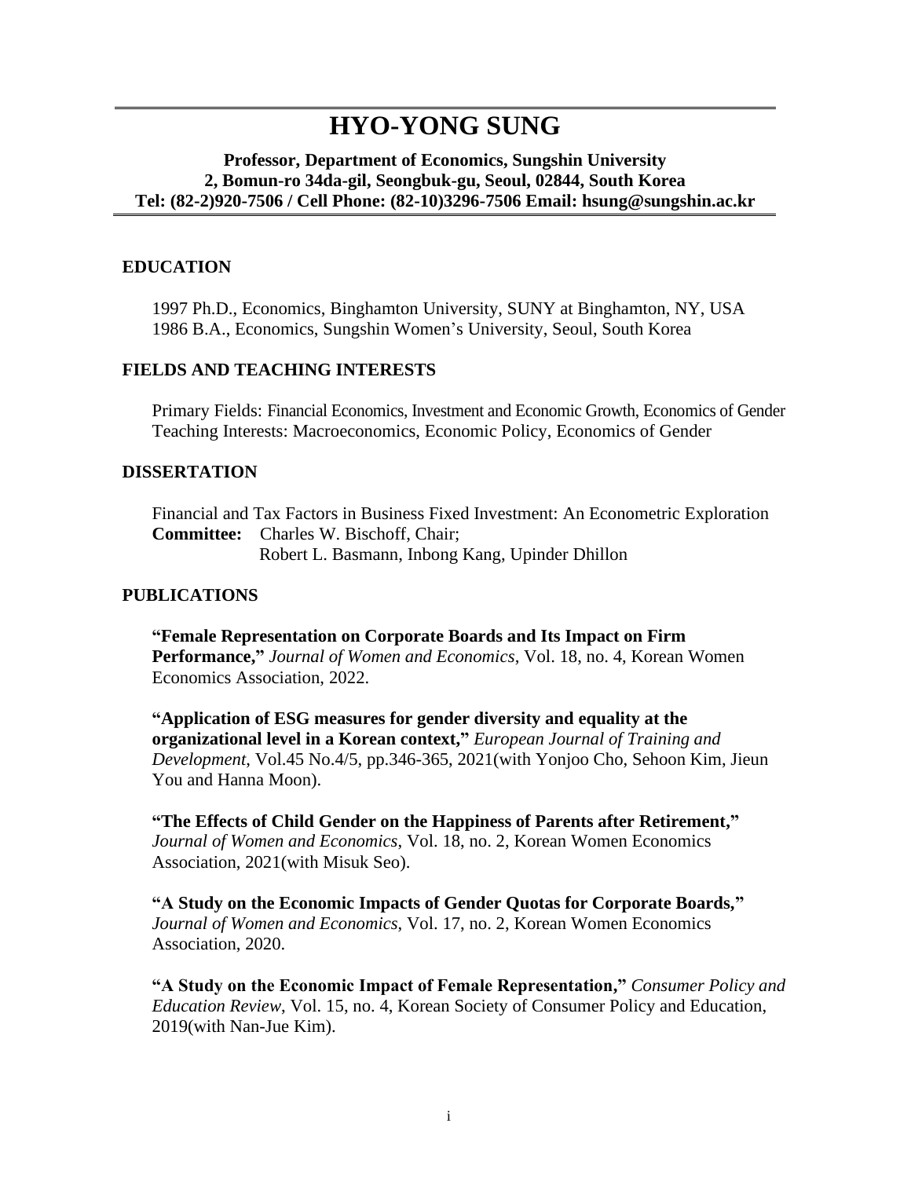# HYO-YONG SUNG

**Professor, Department of Economics, Sungshin University**
**2, Bomun-ro 34da-gil, Seongbuk-gu, Seoul, 02844, South Korea**
**Tel: (82-2)920-7506 / Cell Phone: (82-10)3296-7506 Email: hsung@sungshin.ac.kr**

## EDUCATION

1997 Ph.D., Economics, Binghamton University, SUNY at Binghamton, NY, USA
1986 B.A., Economics, Sungshin Women's University, Seoul, South Korea

## FIELDS AND TEACHING INTERESTS

Primary Fields: Financial Economics, Investment and Economic Growth, Economics of Gender
Teaching Interests: Macroeconomics, Economic Policy, Economics of Gender

## DISSERTATION

Financial and Tax Factors in Business Fixed Investment: An Econometric Exploration
**Committee:** Charles W. Bischoff, Chair;
Robert L. Basmann, Inbong Kang, Upinder Dhillon

## PUBLICATIONS

**"Female Representation on Corporate Boards and Its Impact on Firm Performance,"** *Journal of Women and Economics*, Vol. 18, no. 4, Korean Women Economics Association, 2022.

**"Application of ESG measures for gender diversity and equality at the organizational level in a Korean context,"** *European Journal of Training and Development*, Vol.45 No.4/5, pp.346-365, 2021(with Yonjoo Cho, Sehoon Kim, Jieun You and Hanna Moon).

**"The Effects of Child Gender on the Happiness of Parents after Retirement,"** *Journal of Women and Economics*, Vol. 18, no. 2, Korean Women Economics Association, 2021(with Misuk Seo).

**"A Study on the Economic Impacts of Gender Quotas for Corporate Boards,"** *Journal of Women and Economics*, Vol. 17, no. 2, Korean Women Economics Association, 2020.

**"A Study on the Economic Impact of Female Representation,"** *Consumer Policy and Education Review*, Vol. 15, no. 4, Korean Society of Consumer Policy and Education, 2019(with Nan-Jue Kim).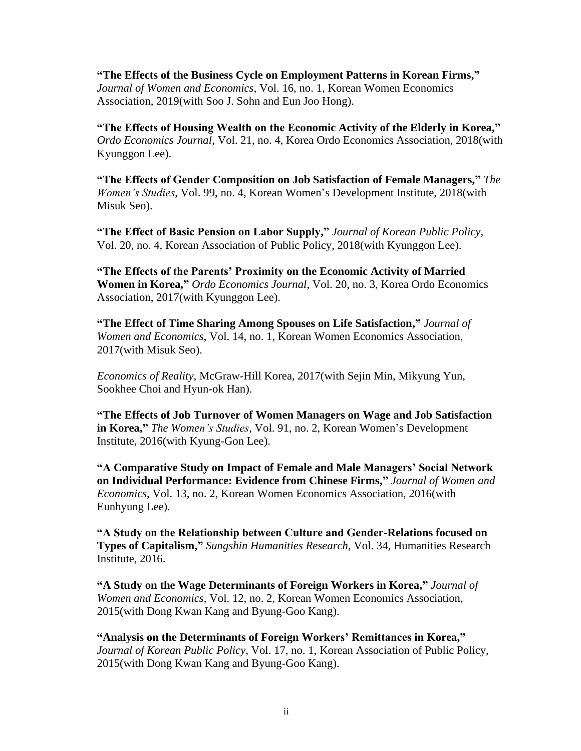**"The Effects of the Business Cycle on Employment Patterns in Korean Firms,"** *Journal of Women and Economics*, Vol. 16, no. 1, Korean Women Economics Association, 2019(with Soo J. Sohn and Eun Joo Hong).

**"The Effects of Housing Wealth on the Economic Activity of the Elderly in Korea,"** *Ordo Economics Journal*, Vol. 21, no. 4, Korea Ordo Economics Association, 2018(with Kyunggon Lee).

**"The Effects of Gender Composition on Job Satisfaction of Female Managers,"** *The Women's Studies*, Vol. 99, no. 4, Korean Women's Development Institute, 2018(with Misuk Seo).

**"The Effect of Basic Pension on Labor Supply,"** *Journal of Korean Public Policy*, Vol. 20, no. 4, Korean Association of Public Policy, 2018(with Kyunggon Lee).

**"The Effects of the Parents' Proximity on the Economic Activity of Married Women in Korea,"** *Ordo Economics Journal*, Vol. 20, no. 3, Korea Ordo Economics Association, 2017(with Kyunggon Lee).

**"The Effect of Time Sharing Among Spouses on Life Satisfaction,"** *Journal of Women and Economics*, Vol. 14, no. 1, Korean Women Economics Association, 2017(with Misuk Seo).

*Economics of Reality*, McGraw-Hill Korea, 2017(with Sejin Min, Mikyung Yun, Sookhee Choi and Hyun-ok Han).

**"The Effects of Job Turnover of Women Managers on Wage and Job Satisfaction in Korea,"** *The Women's Studies*, Vol. 91, no. 2, Korean Women's Development Institute, 2016(with Kyung-Gon Lee).

**"A Comparative Study on Impact of Female and Male Managers' Social Network on Individual Performance: Evidence from Chinese Firms,"** *Journal of Women and Economics*, Vol. 13, no. 2, Korean Women Economics Association, 2016(with Eunhyung Lee).

**"A Study on the Relationship between Culture and Gender-Relations focused on Types of Capitalism,"** *Sungshin Humanities Research*, Vol. 34, Humanities Research Institute, 2016.

**"A Study on the Wage Determinants of Foreign Workers in Korea,"** *Journal of Women and Economics*, Vol. 12, no. 2, Korean Women Economics Association, 2015(with Dong Kwan Kang and Byung-Goo Kang).

**"Analysis on the Determinants of Foreign Workers' Remittances in Korea,"** *Journal of Korean Public Policy*, Vol. 17, no. 1, Korean Association of Public Policy, 2015(with Dong Kwan Kang and Byung-Goo Kang).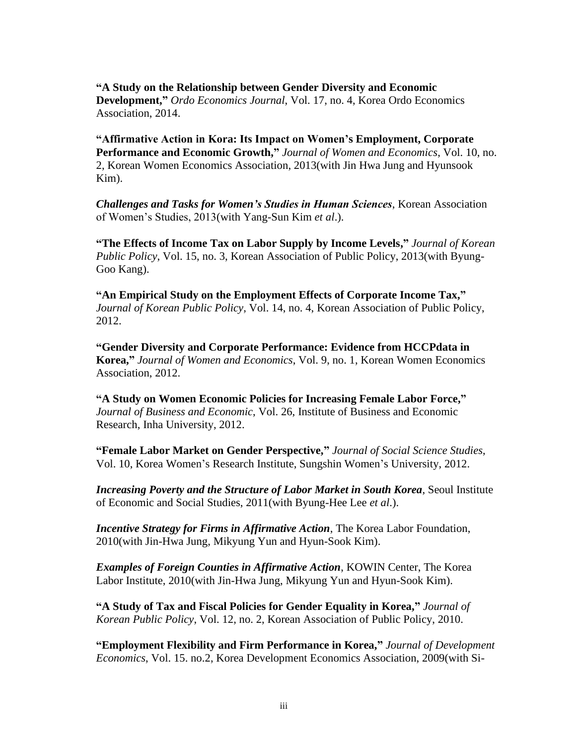**"A Study on the Relationship between Gender Diversity and Economic Development,"** *Ordo Economics Journal*, Vol. 17, no. 4, Korea Ordo Economics Association, 2014.

**"Affirmative Action in Kora: Its Impact on Women's Employment, Corporate Performance and Economic Growth,"** *Journal of Women and Economics*, Vol. 10, no. 2, Korean Women Economics Association, 2013(with Jin Hwa Jung and Hyunsook Kim).

***Challenges and Tasks for Women's Studies in Human Sciences***, Korean Association of Women's Studies, 2013(with Yang-Sun Kim *et al*.).

**"The Effects of Income Tax on Labor Supply by Income Levels,"** *Journal of Korean Public Policy*, Vol. 15, no. 3, Korean Association of Public Policy, 2013(with Byung-Goo Kang).

**"An Empirical Study on the Employment Effects of Corporate Income Tax,"** *Journal of Korean Public Policy*, Vol. 14, no. 4, Korean Association of Public Policy, 2012.

**"Gender Diversity and Corporate Performance: Evidence from HCCPdata in Korea,"** *Journal of Women and Economics*, Vol. 9, no. 1, Korean Women Economics Association, 2012.

**"A Study on Women Economic Policies for Increasing Female Labor Force,"** *Journal of Business and Economic*, Vol. 26, Institute of Business and Economic Research, Inha University, 2012.

**"Female Labor Market on Gender Perspective,"** *Journal of Social Science Studies*, Vol. 10, Korea Women's Research Institute, Sungshin Women's University, 2012.

***Increasing Poverty and the Structure of Labor Market in South Korea***, Seoul Institute of Economic and Social Studies, 2011(with Byung-Hee Lee *et al*.).

***Incentive Strategy for Firms in Affirmative Action***, The Korea Labor Foundation, 2010(with Jin-Hwa Jung, Mikyung Yun and Hyun-Sook Kim).

***Examples of Foreign Counties in Affirmative Action***, KOWIN Center, The Korea Labor Institute, 2010(with Jin-Hwa Jung, Mikyung Yun and Hyun-Sook Kim).

**"A Study of Tax and Fiscal Policies for Gender Equality in Korea,"** *Journal of Korean Public Policy*, Vol. 12, no. 2, Korean Association of Public Policy, 2010.

**"Employment Flexibility and Firm Performance in Korea,"** *Journal of Development Economics*, Vol. 15. no.2, Korea Development Economics Association, 2009(with Si-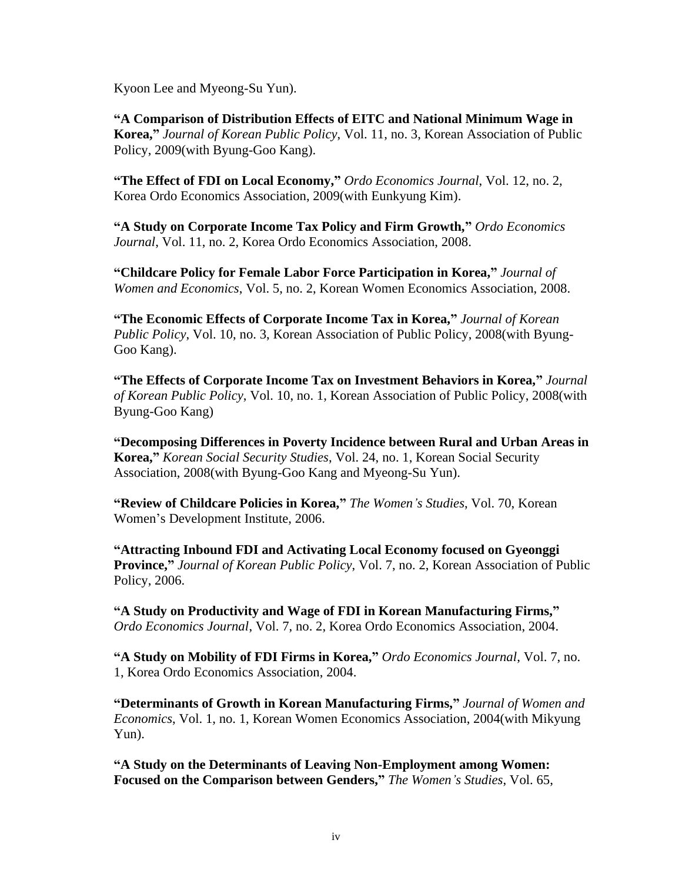Kyoon Lee and Myeong-Su Yun).

**"A Comparison of Distribution Effects of EITC and National Minimum Wage in Korea,"** *Journal of Korean Public Policy*, Vol. 11, no. 3, Korean Association of Public Policy, 2009(with Byung-Goo Kang).

**"The Effect of FDI on Local Economy,"** *Ordo Economics Journal*, Vol. 12, no. 2, Korea Ordo Economics Association, 2009(with Eunkyung Kim).

**"A Study on Corporate Income Tax Policy and Firm Growth,"** *Ordo Economics Journal*, Vol. 11, no. 2, Korea Ordo Economics Association, 2008.

**"Childcare Policy for Female Labor Force Participation in Korea,"** *Journal of Women and Economics*, Vol. 5, no. 2, Korean Women Economics Association, 2008.

**"The Economic Effects of Corporate Income Tax in Korea,"** *Journal of Korean Public Policy*, Vol. 10, no. 3, Korean Association of Public Policy, 2008(with Byung-Goo Kang).

**"The Effects of Corporate Income Tax on Investment Behaviors in Korea,"** *Journal of Korean Public Policy*, Vol. 10, no. 1, Korean Association of Public Policy, 2008(with Byung-Goo Kang)

**"Decomposing Differences in Poverty Incidence between Rural and Urban Areas in Korea,"** *Korean Social Security Studies*, Vol. 24, no. 1, Korean Social Security Association, 2008(with Byung-Goo Kang and Myeong-Su Yun).

**"Review of Childcare Policies in Korea,"** *The Women's Studies*, Vol. 70, Korean Women's Development Institute, 2006.

**"Attracting Inbound FDI and Activating Local Economy focused on Gyeonggi Province,"** *Journal of Korean Public Policy*, Vol. 7, no. 2, Korean Association of Public Policy, 2006.

**"A Study on Productivity and Wage of FDI in Korean Manufacturing Firms,"** *Ordo Economics Journal*, Vol. 7, no. 2, Korea Ordo Economics Association, 2004.

**"A Study on Mobility of FDI Firms in Korea,"** *Ordo Economics Journal*, Vol. 7, no. 1, Korea Ordo Economics Association, 2004.

**"Determinants of Growth in Korean Manufacturing Firms,"** *Journal of Women and Economics*, Vol. 1, no. 1, Korean Women Economics Association, 2004(with Mikyung Yun).

**"A Study on the Determinants of Leaving Non-Employment among Women: Focused on the Comparison between Genders,"** *The Women's Studies*, Vol. 65,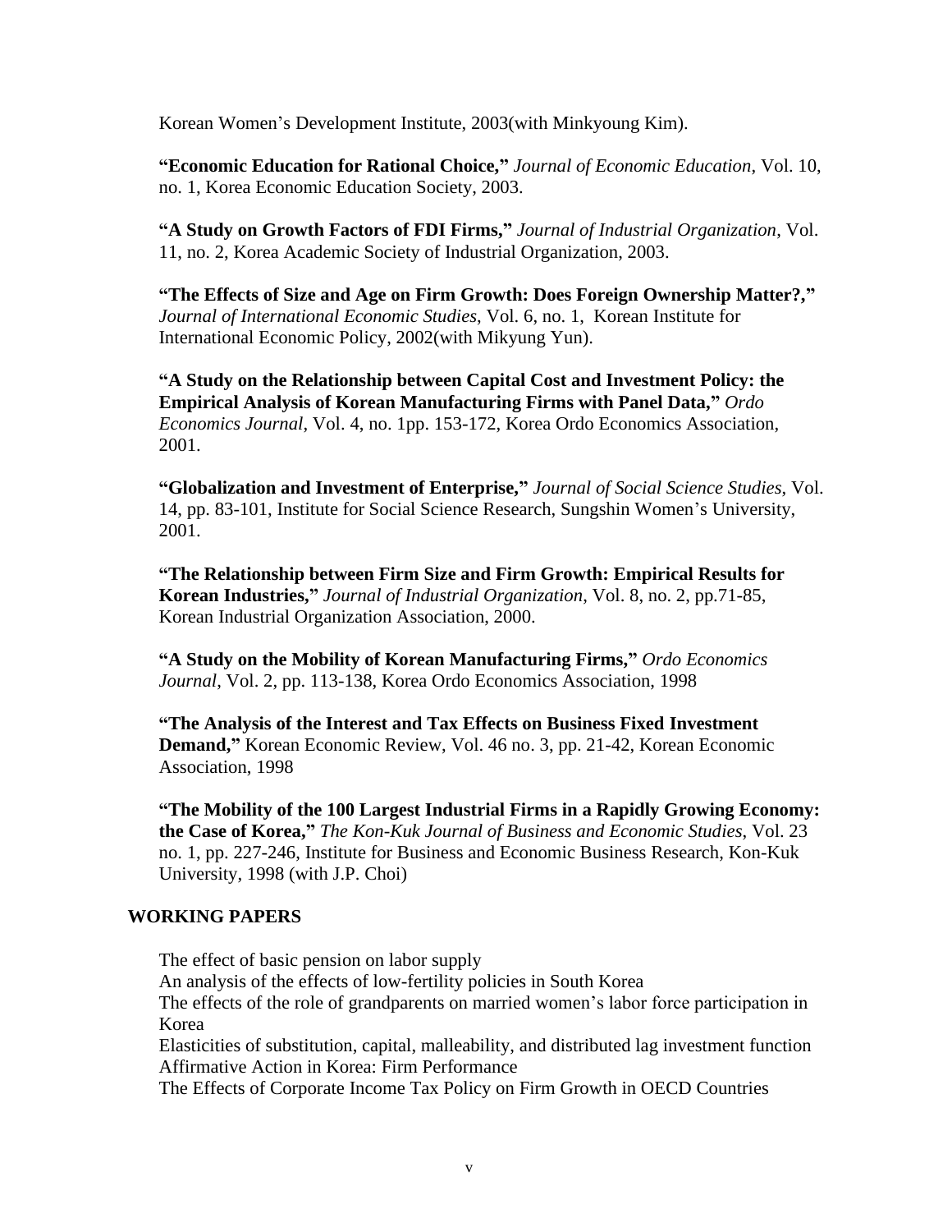Korean Women's Development Institute, 2003(with Minkyoung Kim).

**"Economic Education for Rational Choice,"** *Journal of Economic Education*, Vol. 10, no. 1, Korea Economic Education Society, 2003.

**"A Study on Growth Factors of FDI Firms,"** *Journal of Industrial Organization*, Vol. 11, no. 2, Korea Academic Society of Industrial Organization, 2003.

**"The Effects of Size and Age on Firm Growth: Does Foreign Ownership Matter?,"** *Journal of International Economic Studies*, Vol. 6, no. 1, Korean Institute for International Economic Policy, 2002(with Mikyung Yun).

**"A Study on the Relationship between Capital Cost and Investment Policy: the Empirical Analysis of Korean Manufacturing Firms with Panel Data,"** *Ordo Economics Journal*, Vol. 4, no. 1pp. 153-172, Korea Ordo Economics Association, 2001.

**"Globalization and Investment of Enterprise,"** *Journal of Social Science Studies*, Vol. 14, pp. 83-101, Institute for Social Science Research, Sungshin Women's University, 2001.

**"The Relationship between Firm Size and Firm Growth: Empirical Results for Korean Industries,"** *Journal of Industrial Organization*, Vol. 8, no. 2, pp.71-85, Korean Industrial Organization Association, 2000.

**"A Study on the Mobility of Korean Manufacturing Firms,"** *Ordo Economics Journal*, Vol. 2, pp. 113-138, Korea Ordo Economics Association, 1998

**"The Analysis of the Interest and Tax Effects on Business Fixed Investment Demand,"** Korean Economic Review, Vol. 46 no. 3, pp. 21-42, Korean Economic Association, 1998

**"The Mobility of the 100 Largest Industrial Firms in a Rapidly Growing Economy: the Case of Korea,"** *The Kon-Kuk Journal of Business and Economic Studies*, Vol. 23 no. 1, pp. 227-246, Institute for Business and Economic Business Research, Kon-Kuk University, 1998 (with J.P. Choi)

## WORKING PAPERS

The effect of basic pension on labor supply
An analysis of the effects of low-fertility policies in South Korea
The effects of the role of grandparents on married women's labor force participation in Korea
Elasticities of substitution, capital, malleability, and distributed lag investment function
Affirmative Action in Korea: Firm Performance
The Effects of Corporate Income Tax Policy on Firm Growth in OECD Countries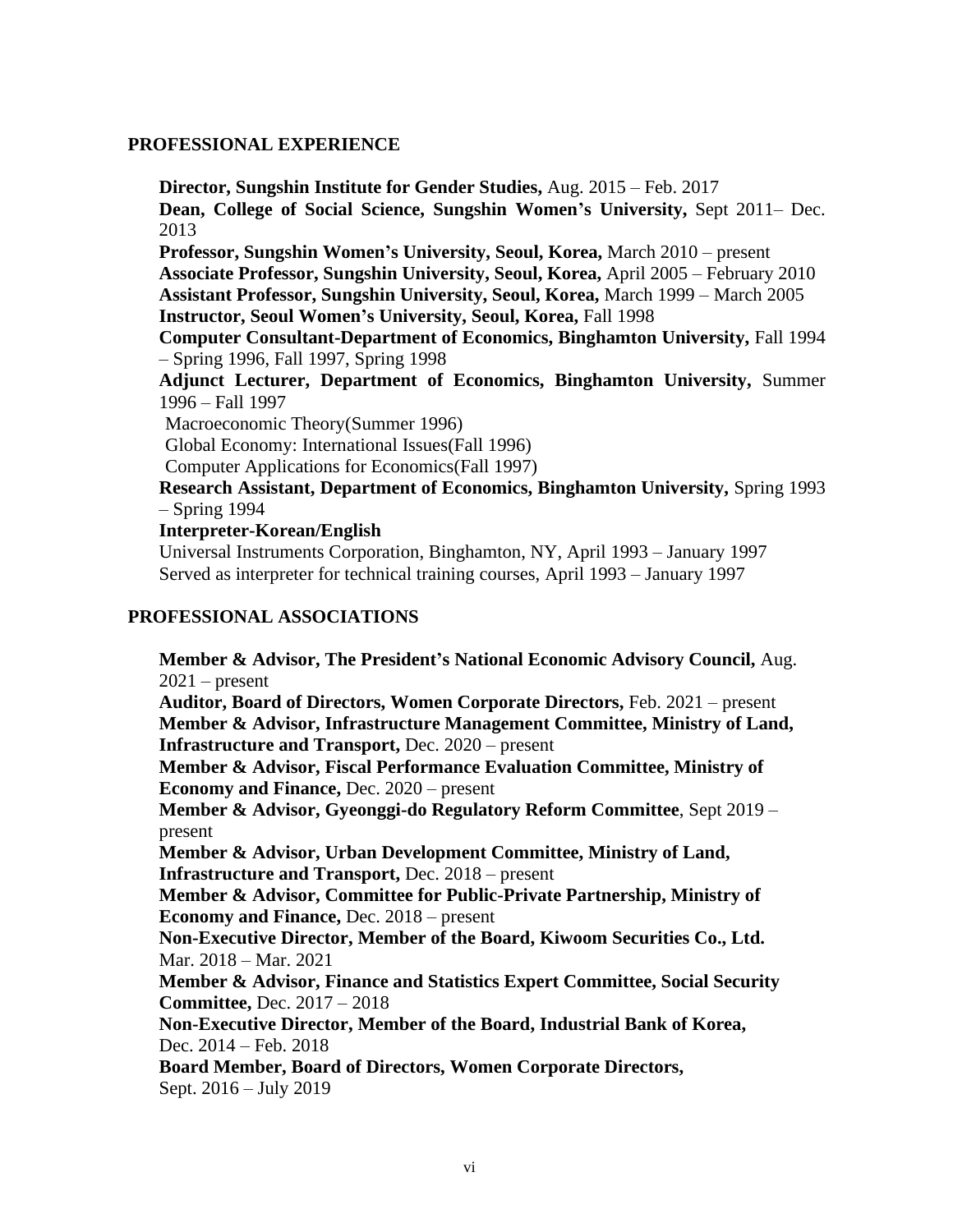## PROFESSIONAL EXPERIENCE

**Director, Sungshin Institute for Gender Studies,** Aug. 2015 – Feb. 2017
**Dean, College of Social Science, Sungshin Women's University,** Sept 2011– Dec. 2013
**Professor, Sungshin Women's University, Seoul, Korea,** March 2010 – present
**Associate Professor, Sungshin University, Seoul, Korea,** April 2005 – February 2010
**Assistant Professor, Sungshin University, Seoul, Korea,** March 1999 – March 2005
**Instructor, Seoul Women's University, Seoul, Korea,** Fall 1998
**Computer Consultant-Department of Economics, Binghamton University,** Fall 1994 – Spring 1996, Fall 1997, Spring 1998
**Adjunct Lecturer, Department of Economics, Binghamton University,** Summer 1996 – Fall 1997
Macroeconomic Theory(Summer 1996)
Global Economy: International Issues(Fall 1996)
Computer Applications for Economics(Fall 1997)
**Research Assistant, Department of Economics, Binghamton University,** Spring 1993 – Spring 1994
**Interpreter-Korean/English**
Universal Instruments Corporation, Binghamton, NY, April 1993 – January 1997
Served as interpreter for technical training courses, April 1993 – January 1997

## PROFESSIONAL ASSOCIATIONS

**Member & Advisor, The President's National Economic Advisory Council,** Aug. 2021 – present
**Auditor, Board of Directors, Women Corporate Directors,** Feb. 2021 – present
**Member & Advisor, Infrastructure Management Committee, Ministry of Land, Infrastructure and Transport,** Dec. 2020 – present
**Member & Advisor, Fiscal Performance Evaluation Committee, Ministry of Economy and Finance,** Dec. 2020 – present
**Member & Advisor, Gyeonggi-do Regulatory Reform Committee**, Sept 2019 – present
**Member & Advisor, Urban Development Committee, Ministry of Land, Infrastructure and Transport,** Dec. 2018 – present
**Member & Advisor, Committee for Public-Private Partnership, Ministry of Economy and Finance,** Dec. 2018 – present
**Non-Executive Director, Member of the Board, Kiwoom Securities Co., Ltd.** Mar. 2018 – Mar. 2021
**Member & Advisor, Finance and Statistics Expert Committee, Social Security Committee,** Dec. 2017 – 2018
**Non-Executive Director, Member of the Board, Industrial Bank of Korea,** Dec. 2014 – Feb. 2018
**Board Member, Board of Directors, Women Corporate Directors,** Sept. 2016 – July 2019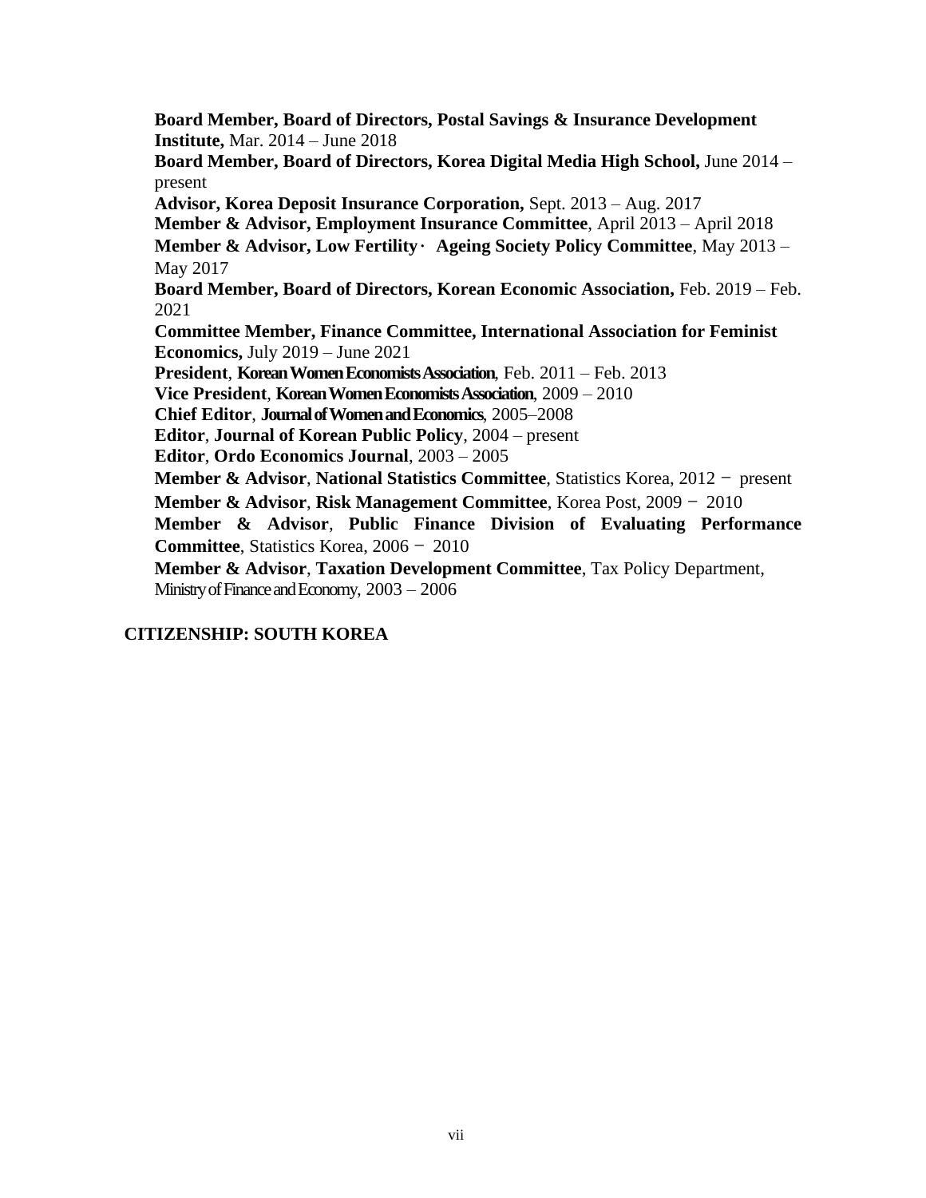**Board Member, Board of Directors, Postal Savings & Insurance Development Institute,** Mar. 2014 – June 2018
**Board Member, Board of Directors, Korea Digital Media High School,** June 2014 – present
**Advisor, Korea Deposit Insurance Corporation,** Sept. 2013 – Aug. 2017
**Member & Advisor, Employment Insurance Committee**, April 2013 – April 2018
**Member & Advisor, Low Fertility · Ageing Society Policy Committee**, May 2013 – May 2017
**Board Member, Board of Directors, Korean Economic Association,** Feb. 2019 – Feb. 2021
**Committee Member, Finance Committee, International Association for Feminist Economics,** July 2019 – June 2021
**President**, **Korean Women Economists Association**, Feb. 2011 – Feb. 2013
**Vice President**, **Korean Women Economists Association**, 2009 – 2010
**Chief Editor**, **Journal of Women and Economics**, 2005–2008
**Editor**, **Journal of Korean Public Policy**, 2004 – present
**Editor**, **Ordo Economics Journal**, 2003 – 2005
**Member & Advisor**, **National Statistics Committee**, Statistics Korea, 2012 − present
**Member & Advisor**, **Risk Management Committee**, Korea Post, 2009 − 2010
**Member & Advisor**, **Public Finance Division of Evaluating Performance Committee**, Statistics Korea, 2006 − 2010
**Member & Advisor**, **Taxation Development Committee**, Tax Policy Department, Ministry of Finance and Economy, 2003 – 2006

**CITIZENSHIP: SOUTH KOREA**